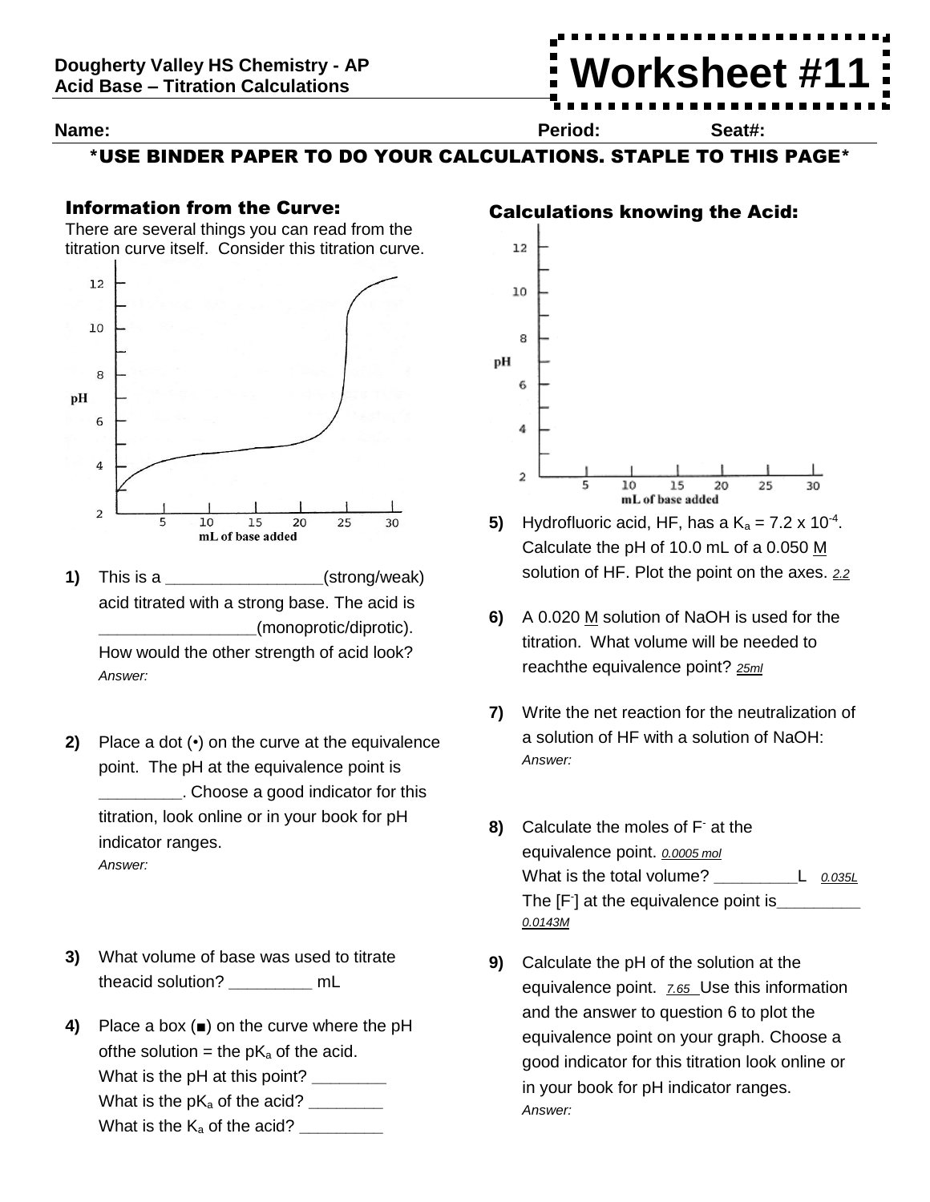Dougherty Valley HS Chemistry - AP
Acid Base – Titration Calculations

# Worksheet #11

**Name:** **Period:** **Seat#:**

**\*USE BINDER PAPER TO DO YOUR CALCULATIONS. STAPLE TO THIS PAGE\***

## Information from the Curve:

There are several things you can read from the titration curve itself. Consider this titration curve.

1) This is a ________________(strong/weak) acid titrated with a strong base. The acid is ________________(monoprotic/diprotic). How would the other strength of acid look?
*Answer:*

2) Place a dot (•) on the curve at the equivalence point. The pH at the equivalence point is ________. Choose a good indicator for this titration, look online or in your book for pH indicator ranges.
*Answer:*

3) What volume of base was used to titrate theacid solution? ________ mL

4) Place a box (■) on the curve where the pH ofthe solution = the $pK_a$ of the acid.
What is the pH at this point? ________
What is the $pK_a$ of the acid? ________
What is the $K_a$ of the acid? ________

## Calculations knowing the Acid:

5) Hydrofluoric acid, HF, has a $K_a = 7.2 \times 10^{-4}$. Calculate the pH of 10.0 mL of a 0.050 M solution of HF. Plot the point on the axes. *2.2*

6) A 0.020 M solution of NaOH is used for the titration. What volume will be needed to reachthe equivalence point? *25ml*

7) Write the net reaction for the neutralization of a solution of HF with a solution of NaOH:
*Answer:*

8) Calculate the moles of $F^-$ at the equivalence point. *0.0005 mol*
What is the total volume? ________L *0.035L*
The $[F^-]$ at the equivalence point is________ *0.0143M*

9) Calculate the pH of the solution at the equivalence point. *7.65* Use this information and the answer to question 6 to plot the equivalence point on your graph. Choose a good indicator for this titration look online or in your book for pH indicator ranges.
*Answer:*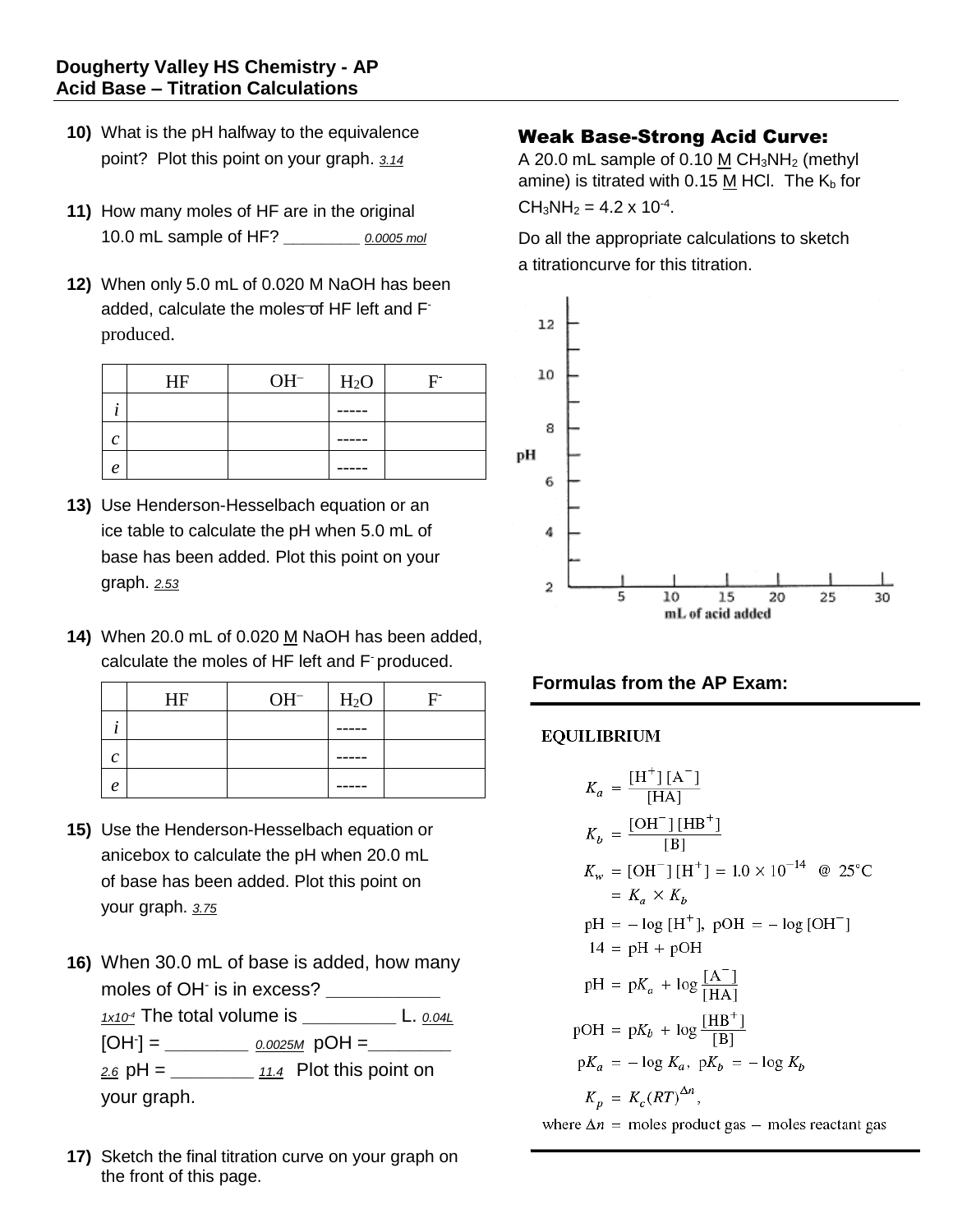# Dougherty Valley HS Chemistry - AP
## Acid Base – Titration Calculations

**10)** What is the pH halfway to the equivalence point? Plot this point on your graph. *3.14*

**11)** How many moles of HF are in the original 10.0 mL sample of HF? ________ *0.0005 mol*

**12)** When only 5.0 mL of 0.020 M NaOH has been added, calculate the moles of HF left and $F^-$ produced.

| | HF | $OH^-$ | $H_2O$ | $F^-$ |
|---|---|---|---|---|
| *i* | | | ----- | |
| *c* | | | ----- | |
| *e* | | | ----- | |

**13)** Use Henderson-Hesselbach equation or an ice table to calculate the pH when 5.0 mL of base has been added. Plot this point on your graph. *2.53*

**14)** When 20.0 mL of 0.020 M NaOH has been added, calculate the moles of HF left and $F^-$ produced.

| | HF | $OH^-$ | $H_2O$ | $F^-$ |
|---|---|---|---|---|
| *i* | | | ----- | |
| *c* | | | ----- | |
| *e* | | | ----- | |

**15)** Use the Henderson-Hesselbach equation or anicebox to calculate the pH when 20.0 mL of base has been added. Plot this point on your graph. *3.75*

**16)** When 30.0 mL of base is added, how many moles of $OH^-$ is in excess? ___________ *1x10⁻⁴* The total volume is _________ L. *0.04L* $[OH^-]$ = ________ *0.0025M* pOH =________ *2.6* pH = ________ *11.4* Plot this point on your graph.

**17)** Sketch the final titration curve on your graph on the front of this page.

## Weak Base-Strong Acid Curve:

A 20.0 mL sample of 0.10 M $CH_3NH_2$ (methyl amine) is titrated with 0.15 M HCl. The $K_b$ for $CH_3NH_2 = 4.2 \times 10^{-4}$.

Do all the appropriate calculations to sketch a titrationcurve for this titration.

pH
12
10
8
6
4
2
5 10 15 20 25 30
mL of acid added

## Formulas from the AP Exam:

**EQUILIBRIUM**

$$K_a = \frac{[H^+][A^-]}{[HA]}$$

$$K_b = \frac{[OH^-][HB^+]}{[B]}$$

$$K_w = [OH^-][H^+] = 1.0 \times 10^{-14} \quad @\ 25^\circ C$$
$$= K_a \times K_b$$

$$pH = -\log[H^+],\ \ pOH = -\log[OH^-]$$

$$14 = pH + pOH$$

$$pH = pK_a + \log\frac{[A^-]}{[HA]}$$

$$pOH = pK_b + \log\frac{[HB^+]}{[B]}$$

$$pK_a = -\log K_a,\ \ pK_b = -\log K_b$$

$$K_p = K_c(RT)^{\Delta n},$$

where $\Delta n$ = moles product gas − moles reactant gas